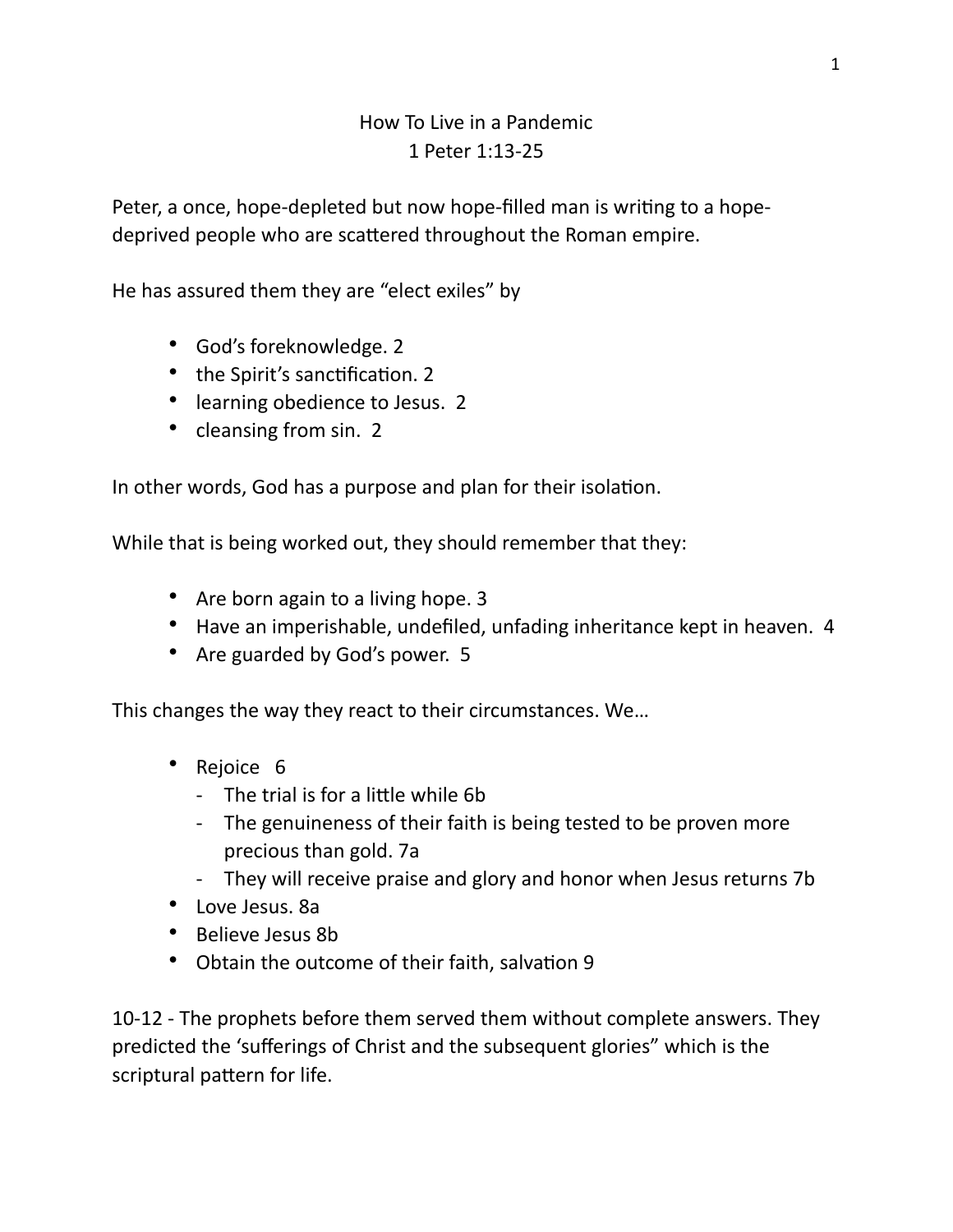# How To Live in a Pandemic
## 1 Peter 1:13-25

Peter, a once, hope-depleted but now hope-filled man is writing to a hope-deprived people who are scattered throughout the Roman empire.

He has assured them they are "elect exiles" by

- God's foreknowledge. 2
- the Spirit's sanctification. 2
- learning obedience to Jesus. 2
- cleansing from sin. 2

In other words, God has a purpose and plan for their isolation.

While that is being worked out, they should remember that they:

- Are born again to a living hope. 3
- Have an imperishable, undefiled, unfading inheritance kept in heaven. 4
- Are guarded by God's power. 5

This changes the way they react to their circumstances. We…

- Rejoice 6
  - The trial is for a little while 6b
  - The genuineness of their faith is being tested to be proven more precious than gold. 7a
  - They will receive praise and glory and honor when Jesus returns 7b
- Love Jesus. 8a
- Believe Jesus 8b
- Obtain the outcome of their faith, salvation 9

10-12 - The prophets before them served them without complete answers. They predicted the 'sufferings of Christ and the subsequent glories" which is the scriptural pattern for life.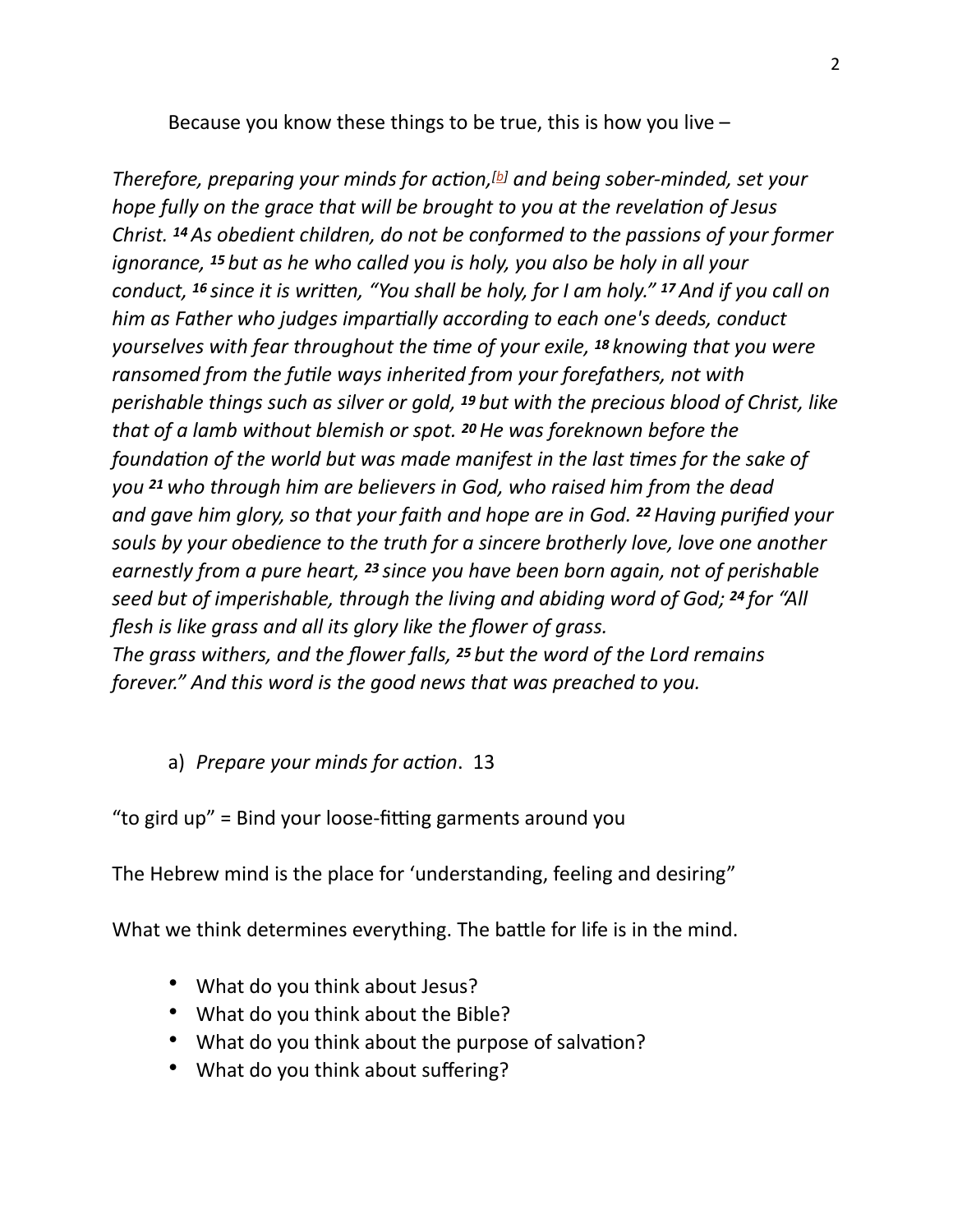Because you know these things to be true, this is how you live –

*Therefore, preparing your minds for action,*[b] *and being sober-minded, set your hope fully on the grace that will be brought to you at the revelation of Jesus Christ.* ***14*** *As obedient children, do not be conformed to the passions of your former ignorance,* ***15*** *but as he who called you is holy, you also be holy in all your conduct,* ***16*** *since it is written, "You shall be holy, for I am holy."* ***17*** *And if you call on him as Father who judges impartially according to each one's deeds, conduct yourselves with fear throughout the time of your exile,* ***18*** *knowing that you were ransomed from the futile ways inherited from your forefathers, not with perishable things such as silver or gold,* ***19*** *but with the precious blood of Christ, like that of a lamb without blemish or spot.* ***20*** *He was foreknown before the foundation of the world but was made manifest in the last times for the sake of you* ***21*** *who through him are believers in God, who raised him from the dead and gave him glory, so that your faith and hope are in God.* ***22*** *Having purified your souls by your obedience to the truth for a sincere brotherly love, love one another earnestly from a pure heart,* ***23*** *since you have been born again, not of perishable seed but of imperishable, through the living and abiding word of God;* ***24*** *for "All flesh is like grass and all its glory like the flower of grass.*
*The grass withers, and the flower falls,* ***25*** *but the word of the Lord remains forever." And this word is the good news that was preached to you.*

a) *Prepare your minds for action*. 13

"to gird up" = Bind your loose-fitting garments around you

The Hebrew mind is the place for 'understanding, feeling and desiring"

What we think determines everything. The battle for life is in the mind.

- What do you think about Jesus?
- What do you think about the Bible?
- What do you think about the purpose of salvation?
- What do you think about suffering?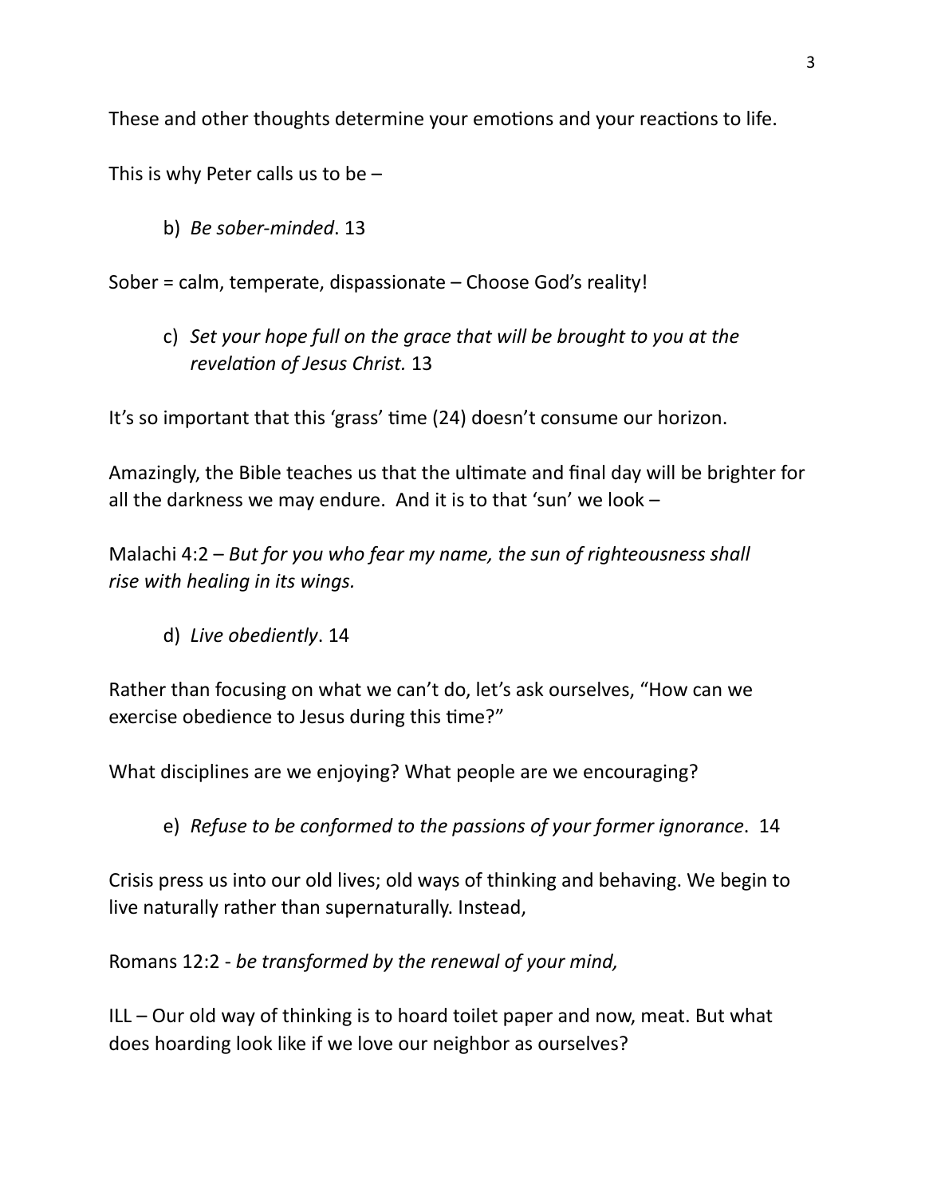These and other thoughts determine your emotions and your reactions to life.

This is why Peter calls us to be –

b) *Be sober-minded*. 13

Sober = calm, temperate, dispassionate – Choose God's reality!

c) *Set your hope full on the grace that will be brought to you at the revelation of Jesus Christ.* 13

It's so important that this 'grass' time (24) doesn't consume our horizon.

Amazingly, the Bible teaches us that the ultimate and final day will be brighter for all the darkness we may endure. And it is to that 'sun' we look –

Malachi 4:2 – *But for you who fear my name, the sun of righteousness shall rise with healing in its wings.*

d) *Live obediently*. 14

Rather than focusing on what we can't do, let's ask ourselves, "How can we exercise obedience to Jesus during this time?"

What disciplines are we enjoying? What people are we encouraging?

e) *Refuse to be conformed to the passions of your former ignorance*. 14

Crisis press us into our old lives; old ways of thinking and behaving. We begin to live naturally rather than supernaturally. Instead,

Romans 12:2 - *be transformed by the renewal of your mind,*

ILL – Our old way of thinking is to hoard toilet paper and now, meat. But what does hoarding look like if we love our neighbor as ourselves?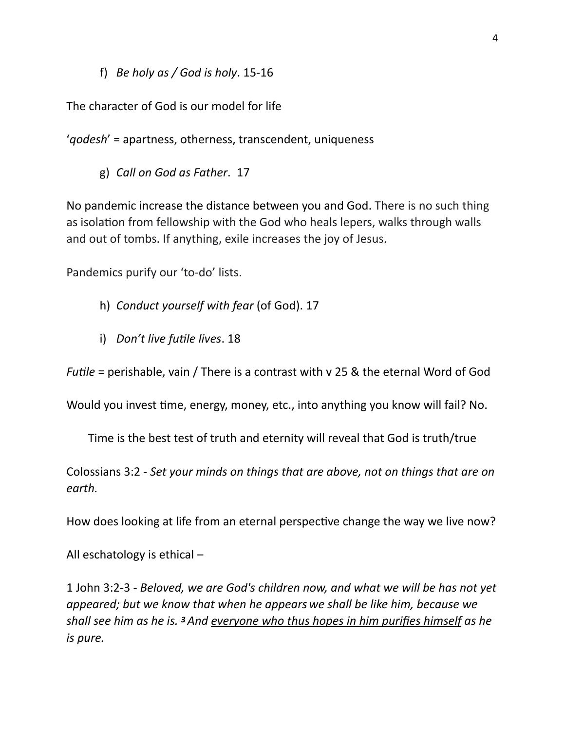f) *Be holy as / God is holy*. 15-16

The character of God is our model for life

'*qodesh*' = apartness, otherness, transcendent, uniqueness

g) *Call on God as Father*. 17

No pandemic increase the distance between you and God. There is no such thing as isolation from fellowship with the God who heals lepers, walks through walls and out of tombs. If anything, exile increases the joy of Jesus.

Pandemics purify our 'to-do' lists.

h) *Conduct yourself with fear* (of God). 17

i) *Don't live futile lives*. 18

*Futile* = perishable, vain / There is a contrast with v 25 & the eternal Word of God

Would you invest time, energy, money, etc., into anything you know will fail? No.

Time is the best test of truth and eternity will reveal that God is truth/true

Colossians 3:2 - *Set your minds on things that are above, not on things that are on earth.*

How does looking at life from an eternal perspective change the way we live now?

All eschatology is ethical –

1 John 3:2-3 - *Beloved, we are God's children now, and what we will be has not yet appeared; but we know that when he appears we shall be like him, because we shall see him as he is. [3] And <u>everyone who thus hopes in him purifies himself</u> as he is pure.*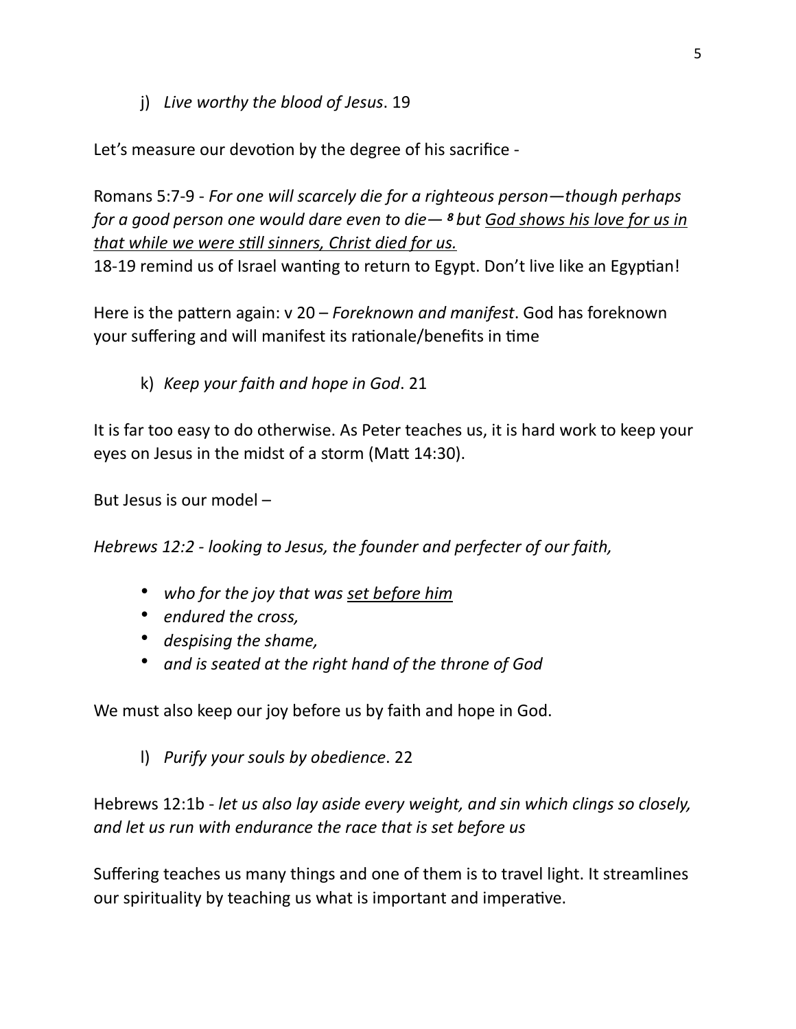j) *Live worthy the blood of Jesus*. 19

Let's measure our devotion by the degree of his sacrifice -

Romans 5:7-9 - *For one will scarcely die for a righteous person—though perhaps for a good person one would dare even to die— **8** but <u>God shows his love for us in that while we were still sinners, Christ died for us.</u>*
18-19 remind us of Israel wanting to return to Egypt. Don't live like an Egyptian!

Here is the pattern again: v 20 – *Foreknown and manifest*. God has foreknown your suffering and will manifest its rationale/benefits in time

k) *Keep your faith and hope in God*. 21

It is far too easy to do otherwise. As Peter teaches us, it is hard work to keep your eyes on Jesus in the midst of a storm (Matt 14:30).

But Jesus is our model –

*Hebrews 12:2 - looking to Jesus, the founder and perfecter of our faith,*

- *who for the joy that was <u>set before him</u>*
- *endured the cross,*
- *despising the shame,*
- *and is seated at the right hand of the throne of God*

We must also keep our joy before us by faith and hope in God.

l) *Purify your souls by obedience*. 22

Hebrews 12:1b - *let us also lay aside every weight, and sin which clings so closely, and let us run with endurance the race that is set before us*

Suffering teaches us many things and one of them is to travel light. It streamlines our spirituality by teaching us what is important and imperative.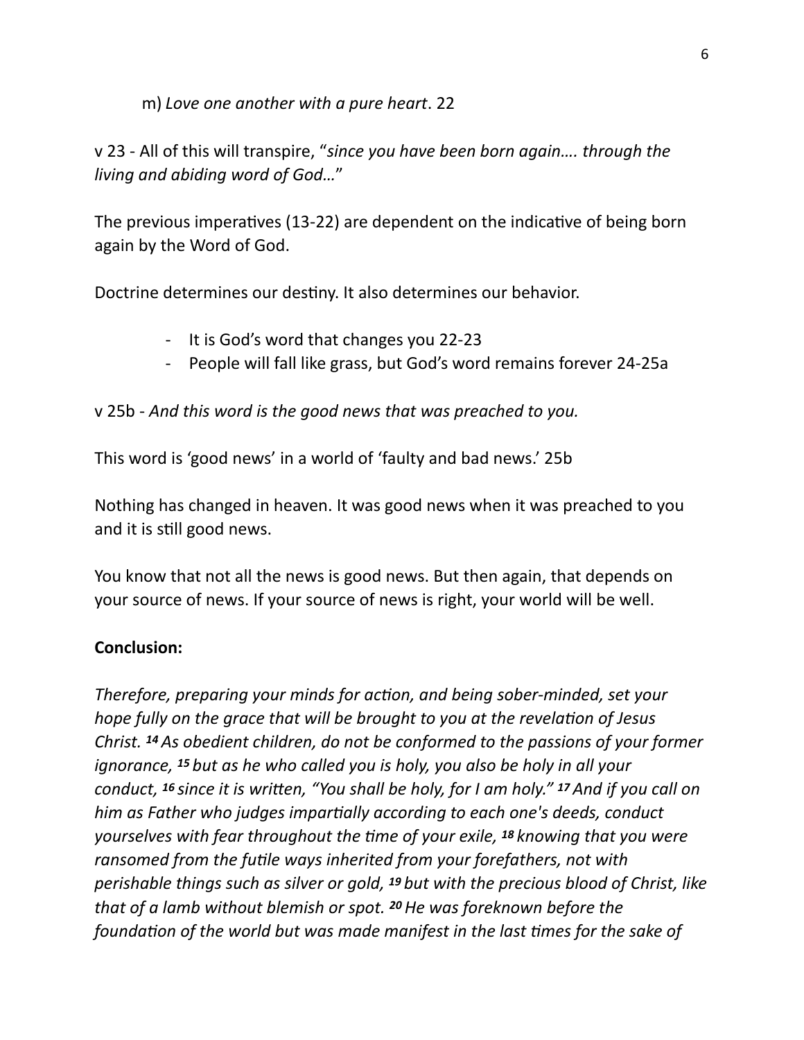m) *Love one another with a pure heart*. 22

v 23 - All of this will transpire, "*since you have been born again…. through the living and abiding word of God…*"

The previous imperatives (13-22) are dependent on the indicative of being born again by the Word of God.

Doctrine determines our destiny. It also determines our behavior.

- It is God's word that changes you 22-23
- People will fall like grass, but God's word remains forever 24-25a

v 25b - *And this word is the good news that was preached to you.*

This word is 'good news' in a world of 'faulty and bad news.' 25b

Nothing has changed in heaven. It was good news when it was preached to you and it is still good news.

You know that not all the news is good news. But then again, that depends on your source of news. If your source of news is right, your world will be well.

**Conclusion:**

*Therefore, preparing your minds for action, and being sober-minded, set your hope fully on the grace that will be brought to you at the revelation of Jesus Christ. [14] As obedient children, do not be conformed to the passions of your former ignorance, [15] but as he who called you is holy, you also be holy in all your conduct, [16] since it is written, "You shall be holy, for I am holy." [17] And if you call on him as Father who judges impartially according to each one's deeds, conduct yourselves with fear throughout the time of your exile, [18] knowing that you were ransomed from the futile ways inherited from your forefathers, not with perishable things such as silver or gold, [19] but with the precious blood of Christ, like that of a lamb without blemish or spot. [20] He was foreknown before the foundation of the world but was made manifest in the last times for the sake of*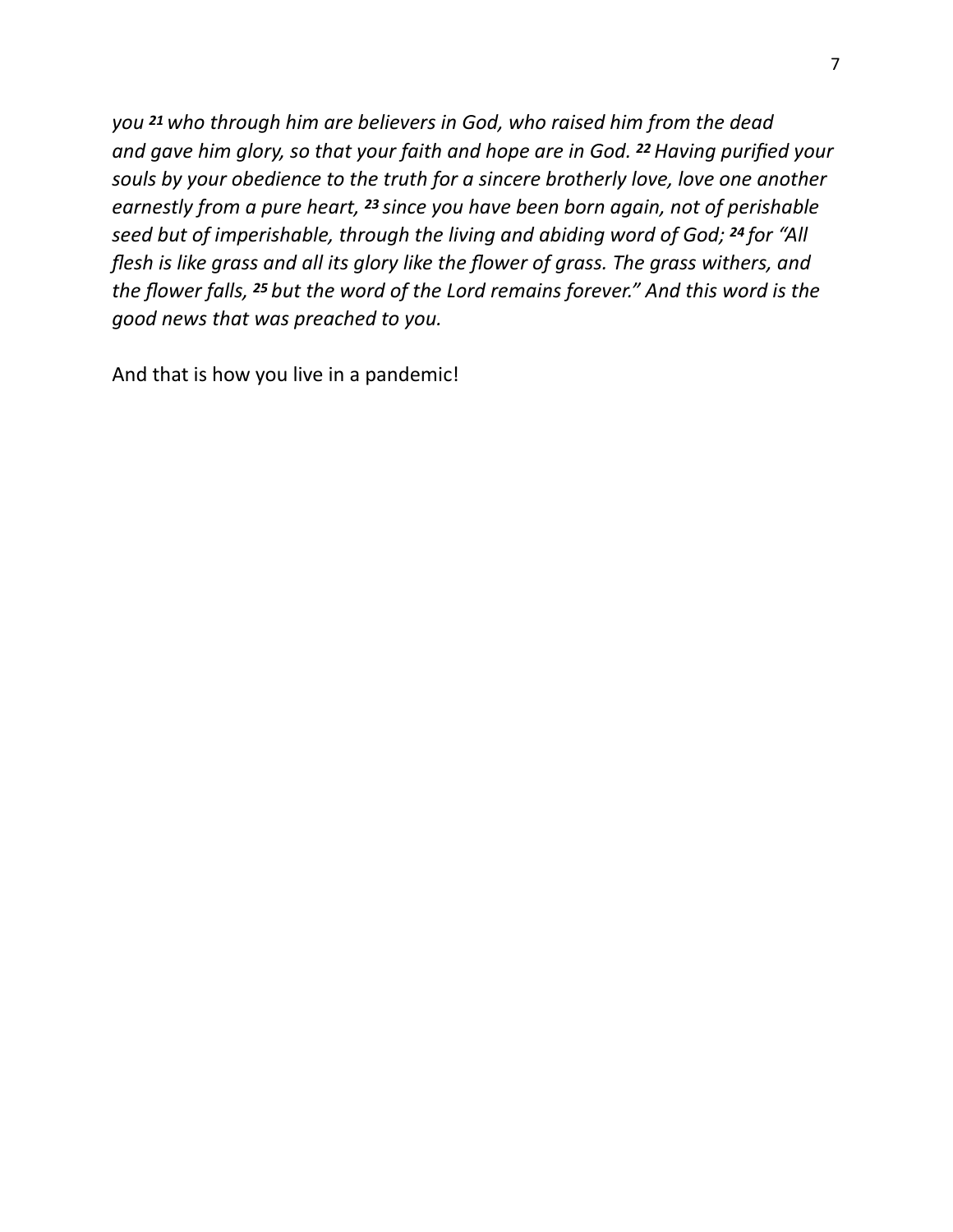*you [21] who through him are believers in God, who raised him from the dead and gave him glory, so that your faith and hope are in God. [22] Having purified your souls by your obedience to the truth for a sincere brotherly love, love one another earnestly from a pure heart, [23] since you have been born again, not of perishable seed but of imperishable, through the living and abiding word of God; [24] for "All flesh is like grass and all its glory like the flower of grass. The grass withers, and the flower falls, [25] but the word of the Lord remains forever." And this word is the good news that was preached to you.*

And that is how you live in a pandemic!